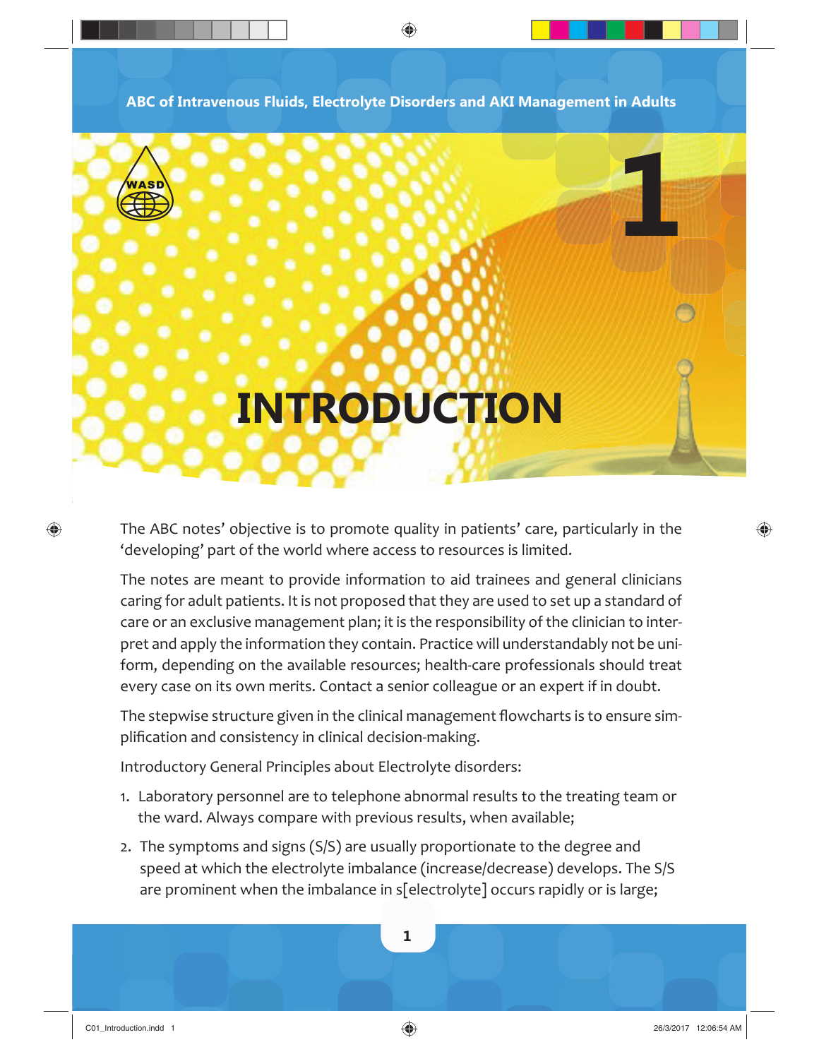# 1 INTRODUCTION

The ABC notes' objective is to promote quality in patients' care, particularly in the 'developing' part of the world where access to resources is limited.

The notes are meant to provide information to aid trainees and general clinicians caring for adult patients. It is not proposed that they are used to set up a standard of care or an exclusive management plan; it is the responsibility of the clinician to interpret and apply the information they contain. Practice will understandably not be uniform, depending on the available resources; health-care professionals should treat every case on its own merits. Contact a senior colleague or an expert if in doubt.

The stepwise structure given in the clinical management flowcharts is to ensure simplification and consistency in clinical decision-making.

Introductory General Principles about Electrolyte disorders:

1. Laboratory personnel are to telephone abnormal results to the treating team or the ward. Always compare with previous results, when available;
2. The symptoms and signs (S/S) are usually proportionate to the degree and speed at which the electrolyte imbalance (increase/decrease) develops. The S/S are prominent when the imbalance in s[electrolyte] occurs rapidly or is large;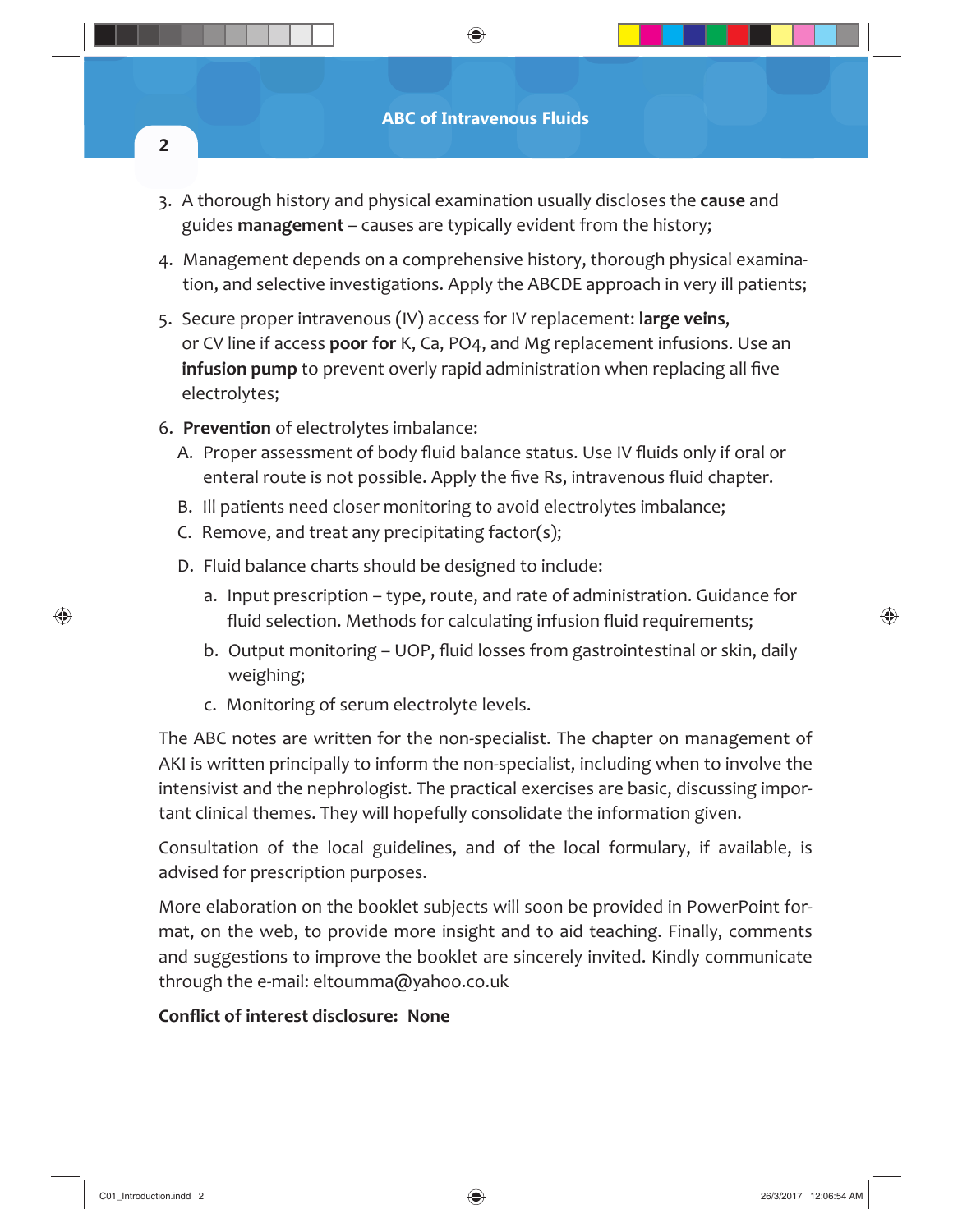3. A thorough history and physical examination usually discloses the **cause** and guides **management** – causes are typically evident from the history;

4. Management depends on a comprehensive history, thorough physical examination, and selective investigations. Apply the ABCDE approach in very ill patients;

5. Secure proper intravenous (IV) access for IV replacement: **large veins**, or CV line if access **poor for** K, Ca, PO4, and Mg replacement infusions. Use an **infusion pump** to prevent overly rapid administration when replacing all five electrolytes;

6. **Prevention** of electrolytes imbalance:
   - A. Proper assessment of body fluid balance status. Use IV fluids only if oral or enteral route is not possible. Apply the five Rs, intravenous fluid chapter.
   - B. Ill patients need closer monitoring to avoid electrolytes imbalance;
   - C. Remove, and treat any precipitating factor(s);
   - D. Fluid balance charts should be designed to include:
     - a. Input prescription – type, route, and rate of administration. Guidance for fluid selection. Methods for calculating infusion fluid requirements;
     - b. Output monitoring – UOP, fluid losses from gastrointestinal or skin, daily weighing;
     - c. Monitoring of serum electrolyte levels.

The ABC notes are written for the non-specialist. The chapter on management of AKI is written principally to inform the non-specialist, including when to involve the intensivist and the nephrologist. The practical exercises are basic, discussing important clinical themes. They will hopefully consolidate the information given.

Consultation of the local guidelines, and of the local formulary, if available, is advised for prescription purposes.

More elaboration on the booklet subjects will soon be provided in PowerPoint format, on the web, to provide more insight and to aid teaching. Finally, comments and suggestions to improve the booklet are sincerely invited. Kindly communicate through the e-mail: eltoumma@yahoo.co.uk

**Conflict of interest disclosure: None**